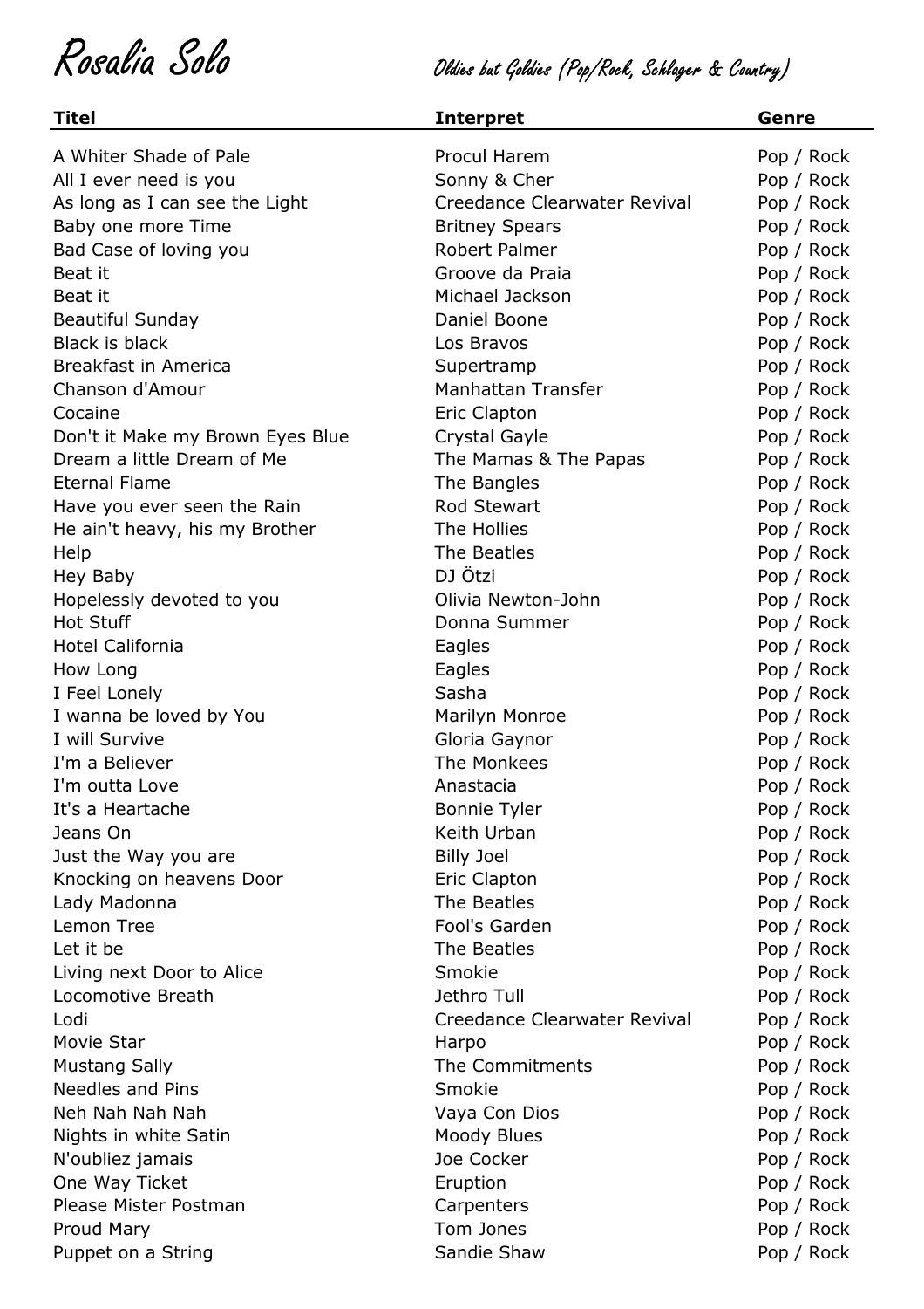# Rosalia Solo

*Oldies but Goldies (Pop/Rock, Schlager & Country)*

| Titel | Interpret | Genre |
|---|---|---|
| A Whiter Shade of Pale | Procul Harem | Pop / Rock |
| All I ever need is you | Sonny & Cher | Pop / Rock |
| As long as I can see the Light | Creedance Clearwater Revival | Pop / Rock |
| Baby one more Time | Britney Spears | Pop / Rock |
| Bad Case of loving you | Robert Palmer | Pop / Rock |
| Beat it | Groove da Praia | Pop / Rock |
| Beat it | Michael Jackson | Pop / Rock |
| Beautiful Sunday | Daniel Boone | Pop / Rock |
| Black is black | Los Bravos | Pop / Rock |
| Breakfast in America | Supertramp | Pop / Rock |
| Chanson d'Amour | Manhattan Transfer | Pop / Rock |
| Cocaine | Eric Clapton | Pop / Rock |
| Don't it Make my Brown Eyes Blue | Crystal Gayle | Pop / Rock |
| Dream a little Dream of Me | The Mamas & The Papas | Pop / Rock |
| Eternal Flame | The Bangles | Pop / Rock |
| Have you ever seen the Rain | Rod Stewart | Pop / Rock |
| He ain't heavy, his my Brother | The Hollies | Pop / Rock |
| Help | The Beatles | Pop / Rock |
| Hey Baby | DJ Ötzi | Pop / Rock |
| Hopelessly devoted to you | Olivia Newton-John | Pop / Rock |
| Hot Stuff | Donna Summer | Pop / Rock |
| Hotel California | Eagles | Pop / Rock |
| How Long | Eagles | Pop / Rock |
| I Feel Lonely | Sasha | Pop / Rock |
| I wanna be loved by You | Marilyn Monroe | Pop / Rock |
| I will Survive | Gloria Gaynor | Pop / Rock |
| I'm a Believer | The Monkees | Pop / Rock |
| I'm outta Love | Anastacia | Pop / Rock |
| It's a Heartache | Bonnie Tyler | Pop / Rock |
| Jeans On | Keith Urban | Pop / Rock |
| Just the Way you are | Billy Joel | Pop / Rock |
| Knocking on heavens Door | Eric Clapton | Pop / Rock |
| Lady Madonna | The Beatles | Pop / Rock |
| Lemon Tree | Fool's Garden | Pop / Rock |
| Let it be | The Beatles | Pop / Rock |
| Living next Door to Alice | Smokie | Pop / Rock |
| Locomotive Breath | Jethro Tull | Pop / Rock |
| Lodi | Creedance Clearwater Revival | Pop / Rock |
| Movie Star | Harpo | Pop / Rock |
| Mustang Sally | The Commitments | Pop / Rock |
| Needles and Pins | Smokie | Pop / Rock |
| Neh Nah Nah Nah | Vaya Con Dios | Pop / Rock |
| Nights in white Satin | Moody Blues | Pop / Rock |
| N'oubliez jamais | Joe Cocker | Pop / Rock |
| One Way Ticket | Eruption | Pop / Rock |
| Please Mister Postman | Carpenters | Pop / Rock |
| Proud Mary | Tom Jones | Pop / Rock |
| Puppet on a String | Sandie Shaw | Pop / Rock |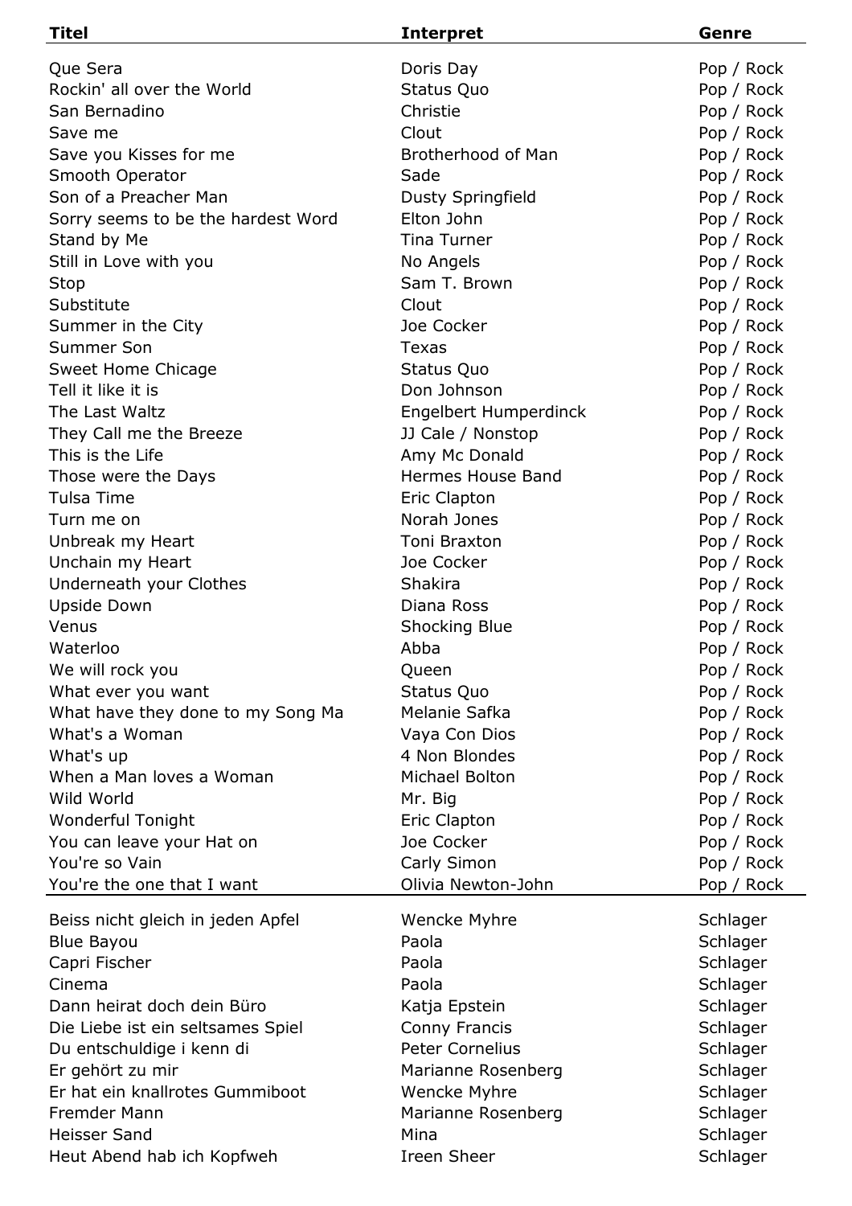| Titel | Interpret | Genre |
|---|---|---|
| Que Sera | Doris Day | Pop / Rock |
| Rockin' all over the World | Status Quo | Pop / Rock |
| San Bernadino | Christie | Pop / Rock |
| Save me | Clout | Pop / Rock |
| Save you Kisses for me | Brotherhood of Man | Pop / Rock |
| Smooth Operator | Sade | Pop / Rock |
| Son of a Preacher Man | Dusty Springfield | Pop / Rock |
| Sorry seems to be the hardest Word | Elton John | Pop / Rock |
| Stand by Me | Tina Turner | Pop / Rock |
| Still in Love with you | No Angels | Pop / Rock |
| Stop | Sam T. Brown | Pop / Rock |
| Substitute | Clout | Pop / Rock |
| Summer in the City | Joe Cocker | Pop / Rock |
| Summer Son | Texas | Pop / Rock |
| Sweet Home Chicage | Status Quo | Pop / Rock |
| Tell it like it is | Don Johnson | Pop / Rock |
| The Last Waltz | Engelbert Humperdinck | Pop / Rock |
| They Call me the Breeze | JJ Cale / Nonstop | Pop / Rock |
| This is the Life | Amy Mc Donald | Pop / Rock |
| Those were the Days | Hermes House Band | Pop / Rock |
| Tulsa Time | Eric Clapton | Pop / Rock |
| Turn me on | Norah Jones | Pop / Rock |
| Unbreak my Heart | Toni Braxton | Pop / Rock |
| Unchain my Heart | Joe Cocker | Pop / Rock |
| Underneath your Clothes | Shakira | Pop / Rock |
| Upside Down | Diana Ross | Pop / Rock |
| Venus | Shocking Blue | Pop / Rock |
| Waterloo | Abba | Pop / Rock |
| We will rock you | Queen | Pop / Rock |
| What ever you want | Status Quo | Pop / Rock |
| What have they done to my Song Ma | Melanie Safka | Pop / Rock |
| What's a Woman | Vaya Con Dios | Pop / Rock |
| What's up | 4 Non Blondes | Pop / Rock |
| When a Man loves a Woman | Michael Bolton | Pop / Rock |
| Wild World | Mr. Big | Pop / Rock |
| Wonderful Tonight | Eric Clapton | Pop / Rock |
| You can leave your Hat on | Joe Cocker | Pop / Rock |
| You're so Vain | Carly Simon | Pop / Rock |
| You're the one that I want | Olivia Newton-John | Pop / Rock |
| Beiss nicht gleich in jeden Apfel | Wencke Myhre | Schlager |
| Blue Bayou | Paola | Schlager |
| Capri Fischer | Paola | Schlager |
| Cinema | Paola | Schlager |
| Dann heirat doch dein Büro | Katja Epstein | Schlager |
| Die Liebe ist ein seltsames Spiel | Conny Francis | Schlager |
| Du entschuldige i kenn di | Peter Cornelius | Schlager |
| Er gehört zu mir | Marianne Rosenberg | Schlager |
| Er hat ein knallrotes Gummiboot | Wencke Myhre | Schlager |
| Fremder Mann | Marianne Rosenberg | Schlager |
| Heisser Sand | Mina | Schlager |
| Heut Abend hab ich Kopfweh | Ireen Sheer | Schlager |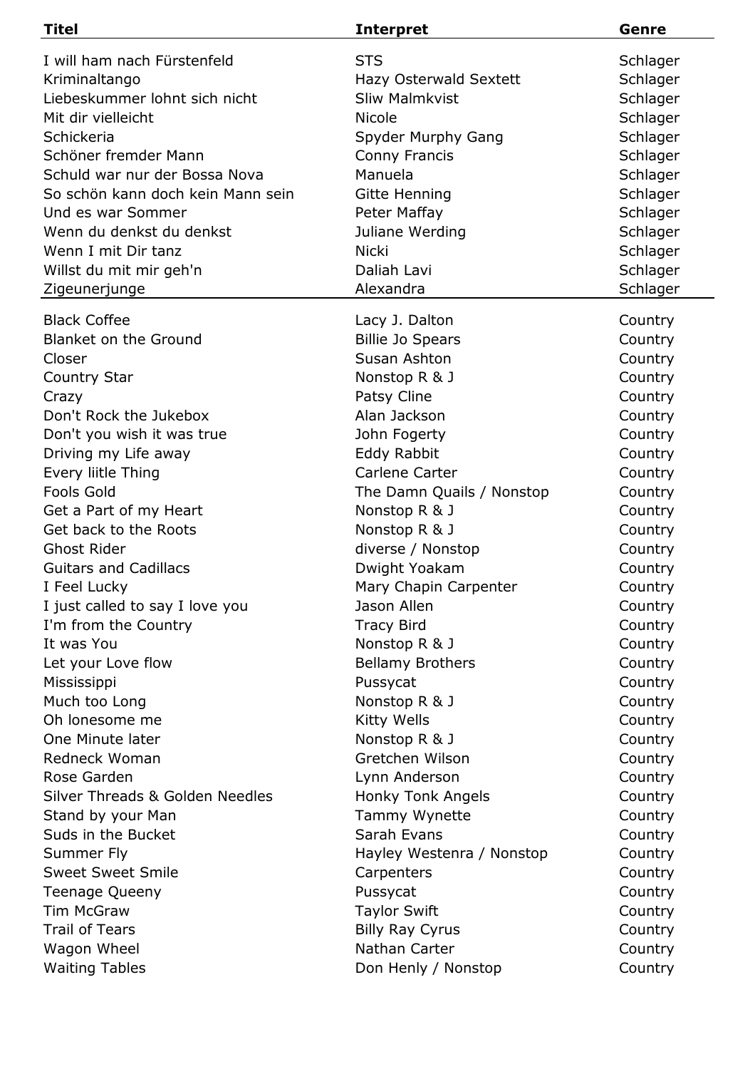| Titel | Interpret | Genre |
| --- | --- | --- |
| I will ham nach Fürstenfeld | STS | Schlager |
| Kriminaltango | Hazy Osterwald Sextett | Schlager |
| Liebeskummer lohnt sich nicht | Sliw Malmkvist | Schlager |
| Mit dir vielleicht | Nicole | Schlager |
| Schickeria | Spyder Murphy Gang | Schlager |
| Schöner fremder Mann | Conny Francis | Schlager |
| Schuld war nur der Bossa Nova | Manuela | Schlager |
| So schön kann doch kein Mann sein | Gitte Henning | Schlager |
| Und es war Sommer | Peter Maffay | Schlager |
| Wenn du denkst du denkst | Juliane Werding | Schlager |
| Wenn I mit Dir tanz | Nicki | Schlager |
| Willst du mit mir geh'n | Daliah Lavi | Schlager |
| Zigeunerjunge | Alexandra | Schlager |
| Black Coffee | Lacy J. Dalton | Country |
| Blanket on the Ground | Billie Jo Spears | Country |
| Closer | Susan Ashton | Country |
| Country Star | Nonstop R & J | Country |
| Crazy | Patsy Cline | Country |
| Don't Rock the Jukebox | Alan Jackson | Country |
| Don't you wish it was true | John Fogerty | Country |
| Driving my Life away | Eddy Rabbit | Country |
| Every liitle Thing | Carlene Carter | Country |
| Fools Gold | The Damn Quails / Nonstop | Country |
| Get a Part of my Heart | Nonstop R & J | Country |
| Get back to the Roots | Nonstop R & J | Country |
| Ghost Rider | diverse / Nonstop | Country |
| Guitars and Cadillacs | Dwight Yoakam | Country |
| I Feel Lucky | Mary Chapin Carpenter | Country |
| I just called to say I love you | Jason Allen | Country |
| I'm from the Country | Tracy Bird | Country |
| It was You | Nonstop R & J | Country |
| Let your Love flow | Bellamy Brothers | Country |
| Mississippi | Pussycat | Country |
| Much too Long | Nonstop R & J | Country |
| Oh lonesome me | Kitty Wells | Country |
| One Minute later | Nonstop R & J | Country |
| Redneck Woman | Gretchen Wilson | Country |
| Rose Garden | Lynn Anderson | Country |
| Silver Threads & Golden Needles | Honky Tonk Angels | Country |
| Stand by your Man | Tammy Wynette | Country |
| Suds in the Bucket | Sarah Evans | Country |
| Summer Fly | Hayley Westenra / Nonstop | Country |
| Sweet Sweet Smile | Carpenters | Country |
| Teenage Queeny | Pussycat | Country |
| Tim McGraw | Taylor Swift | Country |
| Trail of Tears | Billy Ray Cyrus | Country |
| Wagon Wheel | Nathan Carter | Country |
| Waiting Tables | Don Henly / Nonstop | Country |